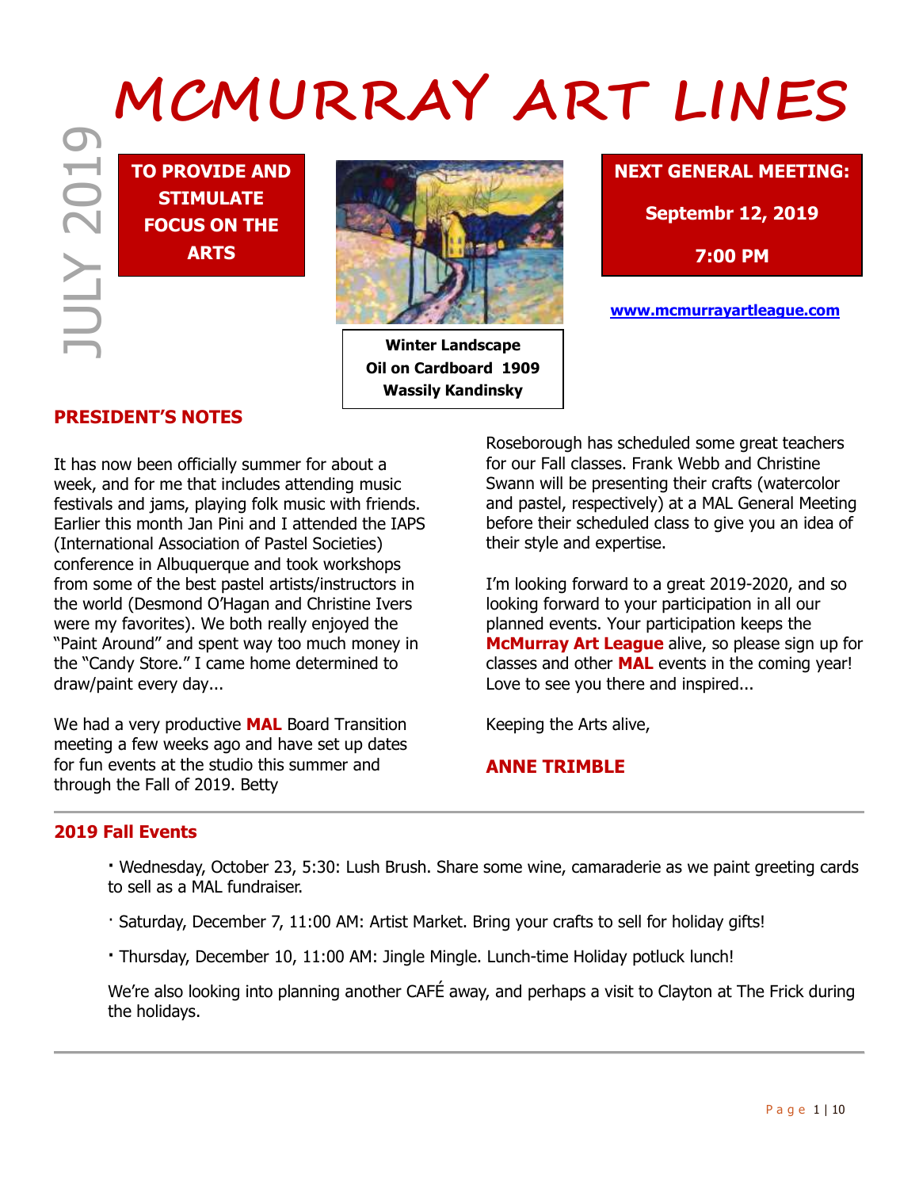# MCMURRAY ART LINES

JULY 2019

**TO PROVIDE AND STIMULATE FOCUS ON THE ARTS**

**Winter Landscape**
**Oil on Cardboard 1909**
**Wassily Kandinsky**

**NEXT GENERAL MEETING:**

**Septembr 12, 2019**

**7:00 PM**

**www.mcmurrayartleague.com**

## PRESIDENT'S NOTES

It has now been officially summer for about a week, and for me that includes attending music festivals and jams, playing folk music with friends. Earlier this month Jan Pini and I attended the IAPS (International Association of Pastel Societies) conference in Albuquerque and took workshops from some of the best pastel artists/instructors in the world (Desmond O'Hagan and Christine Ivers were my favorites). We both really enjoyed the "Paint Around" and spent way too much money in the "Candy Store." I came home determined to draw/paint every day...

We had a very productive **MAL** Board Transition meeting a few weeks ago and have set up dates for fun events at the studio this summer and through the Fall of 2019. Betty Roseborough has scheduled some great teachers for our Fall classes. Frank Webb and Christine Swann will be presenting their crafts (watercolor and pastel, respectively) at a MAL General Meeting before their scheduled class to give you an idea of their style and expertise.

I'm looking forward to a great 2019-2020, and so looking forward to your participation in all our planned events. Your participation keeps the **McMurray Art League** alive, so please sign up for classes and other **MAL** events in the coming year! Love to see you there and inspired...

Keeping the Arts alive,

**ANNE TRIMBLE**

## 2019 Fall Events

- Wednesday, October 23, 5:30: Lush Brush. Share some wine, camaraderie as we paint greeting cards to sell as a MAL fundraiser.
- Saturday, December 7, 11:00 AM: Artist Market. Bring your crafts to sell for holiday gifts!
- Thursday, December 10, 11:00 AM: Jingle Mingle. Lunch-time Holiday potluck lunch!

We're also looking into planning another CAFÉ away, and perhaps a visit to Clayton at The Frick during the holidays.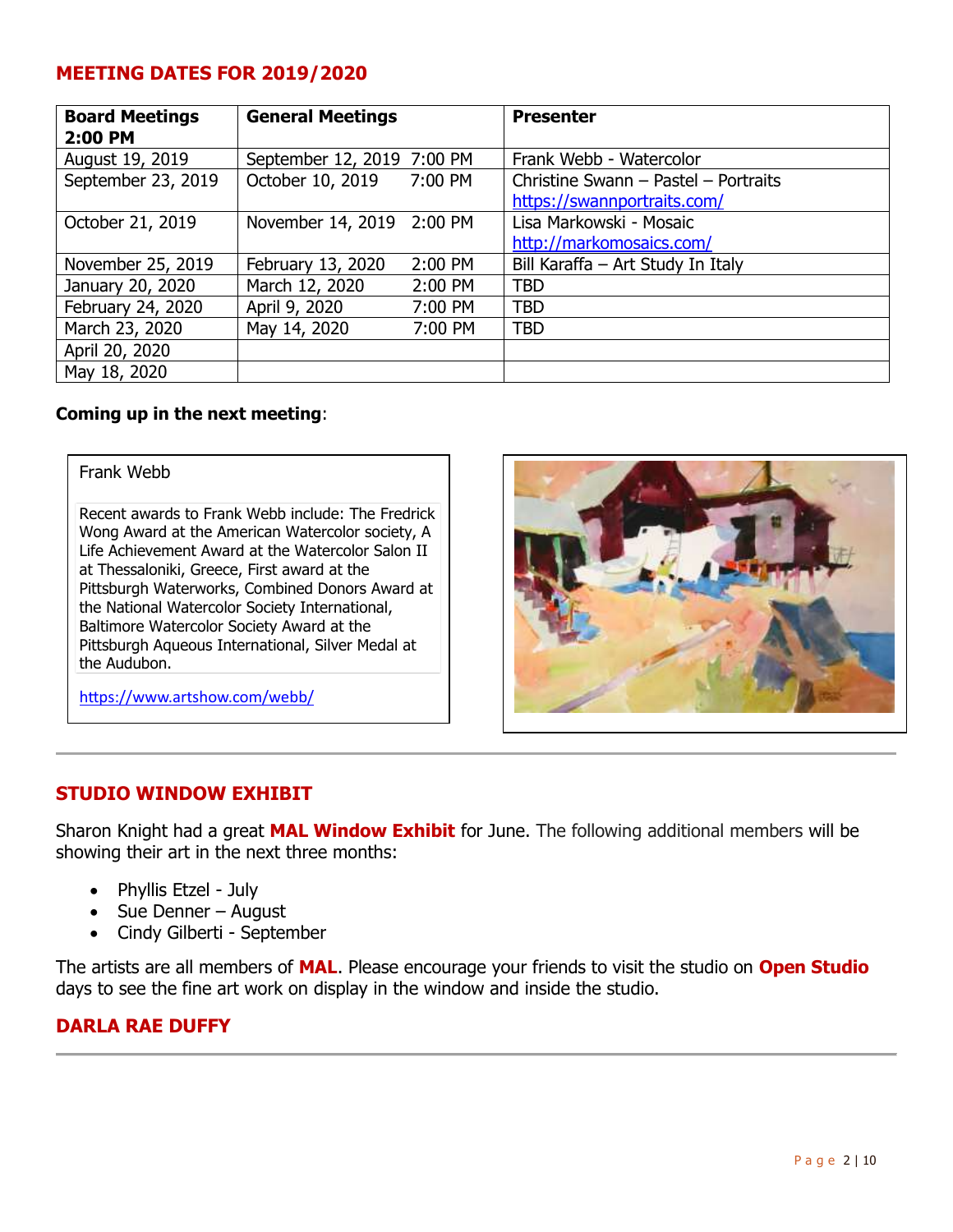## MEETING DATES FOR 2019/2020

| Board Meetings 2:00 PM | General Meetings | Presenter |
|---|---|---|
| August 19, 2019 | September 12, 2019 7:00 PM | Frank Webb - Watercolor |
| September 23, 2019 | October 10, 2019 7:00 PM | Christine Swann – Pastel – Portraits https://swannportraits.com/ |
| October 21, 2019 | November 14, 2019 2:00 PM | Lisa Markowski - Mosaic http://markomosaics.com/ |
| November 25, 2019 | February 13, 2020 2:00 PM | Bill Karaffa – Art Study In Italy |
| January 20, 2020 | March 12, 2020 2:00 PM | TBD |
| February 24, 2020 | April 9, 2020 7:00 PM | TBD |
| March 23, 2020 | May 14, 2020 7:00 PM | TBD |
| April 20, 2020 | | |
| May 18, 2020 | | |

**Coming up in the next meeting**:

Frank Webb

Recent awards to Frank Webb include: The Fredrick Wong Award at the American Watercolor society, A Life Achievement Award at the Watercolor Salon II at Thessaloniki, Greece, First award at the Pittsburgh Waterworks, Combined Donors Award at the National Watercolor Society International, Baltimore Watercolor Society Award at the Pittsburgh Aqueous International, Silver Medal at the Audubon.

https://www.artshow.com/webb/

## STUDIO WINDOW EXHIBIT

Sharon Knight had a great **MAL Window Exhibit** for June. The following additional members will be showing their art in the next three months:

- Phyllis Etzel - July
- Sue Denner – August
- Cindy Gilberti - September

The artists are all members of **MAL**. Please encourage your friends to visit the studio on **Open Studio** days to see the fine art work on display in the window and inside the studio.

## DARLA RAE DUFFY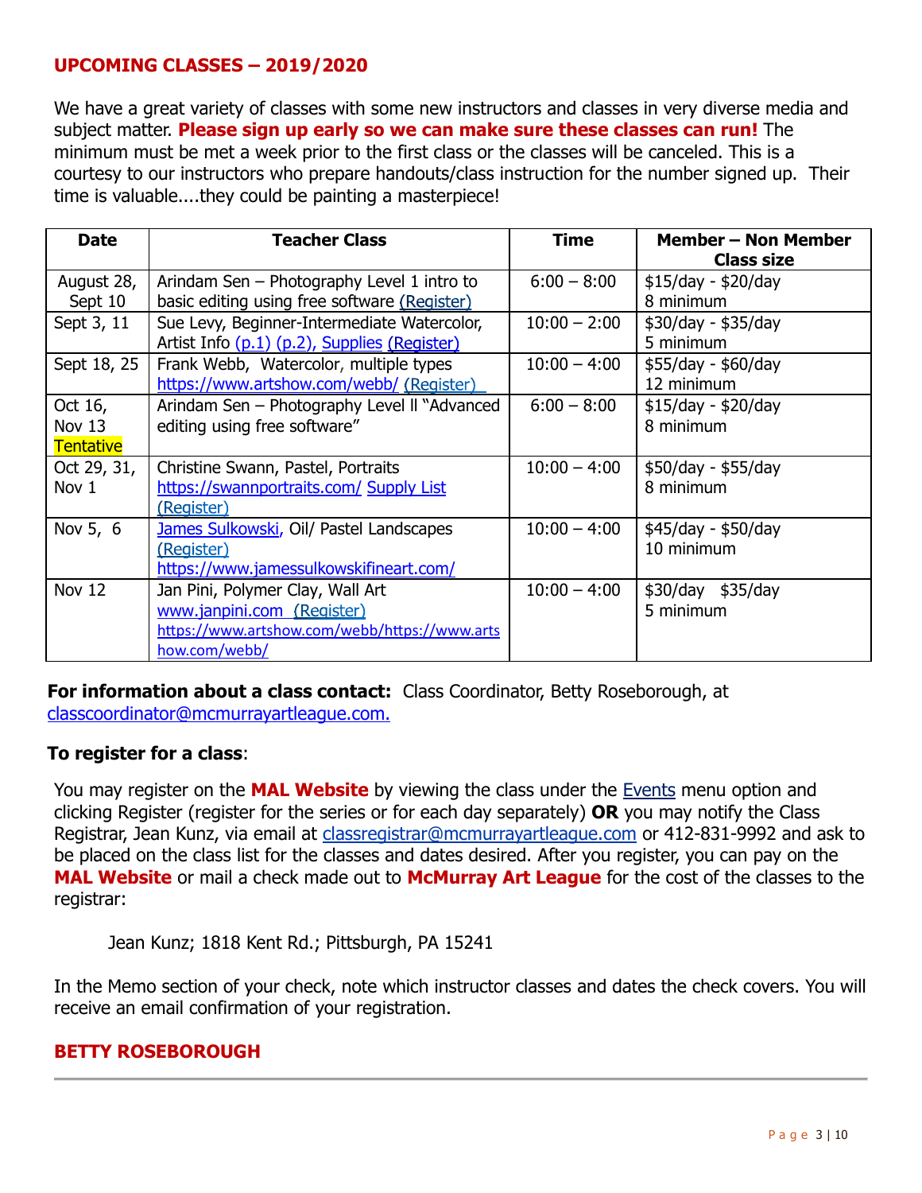## UPCOMING CLASSES – 2019/2020

We have a great variety of classes with some new instructors and classes in very diverse media and subject matter. **Please sign up early so we can make sure these classes can run!** The minimum must be met a week prior to the first class or the classes will be canceled. This is a courtesy to our instructors who prepare handouts/class instruction for the number signed up. Their time is valuable....they could be painting a masterpiece!

| Date | Teacher Class | Time | Member – Non Member Class size |
|---|---|---|---|
| August 28, Sept 10 | Arindam Sen – Photography Level 1 intro to basic editing using free software (Register) | 6:00 – 8:00 | $15/day - $20/day 8 minimum |
| Sept 3, 11 | Sue Levy, Beginner-Intermediate Watercolor, Artist Info (p.1) (p.2), Supplies (Register) | 10:00 – 2:00 | $30/day - $35/day 5 minimum |
| Sept 18, 25 | Frank Webb, Watercolor, multiple types https://www.artshow.com/webb/ (Register) | 10:00 – 4:00 | $55/day - $60/day 12 minimum |
| Oct 16, Nov 13 Tentative | Arindam Sen – Photography Level II "Advanced editing using free software" | 6:00 – 8:00 | $15/day - $20/day 8 minimum |
| Oct 29, 31, Nov 1 | Christine Swann, Pastel, Portraits https://swannportraits.com/ Supply List (Register) | 10:00 – 4:00 | $50/day - $55/day 8 minimum |
| Nov 5, 6 | James Sulkowski, Oil/ Pastel Landscapes (Register) https://www.jamessulkowskifineart.com/ | 10:00 – 4:00 | $45/day - $50/day 10 minimum |
| Nov 12 | Jan Pini, Polymer Clay, Wall Art www.janpini.com (Register) https://www.artshow.com/webb/https://www.artshow.com/webb/ | 10:00 – 4:00 | $30/day $35/day 5 minimum |

**For information about a class contact:** Class Coordinator, Betty Roseborough, at classcoordinator@mcmurrayartleague.com.

**To register for a class**:

You may register on the **MAL Website** by viewing the class under the Events menu option and clicking Register (register for the series or for each day separately) **OR** you may notify the Class Registrar, Jean Kunz, via email at classregistrar@mcmurrayartleague.com or 412-831-9992 and ask to be placed on the class list for the classes and dates desired. After you register, you can pay on the **MAL Website** or mail a check made out to **McMurray Art League** for the cost of the classes to the registrar:

Jean Kunz; 1818 Kent Rd.; Pittsburgh, PA 15241

In the Memo section of your check, note which instructor classes and dates the check covers. You will receive an email confirmation of your registration.

**BETTY ROSEBOROUGH**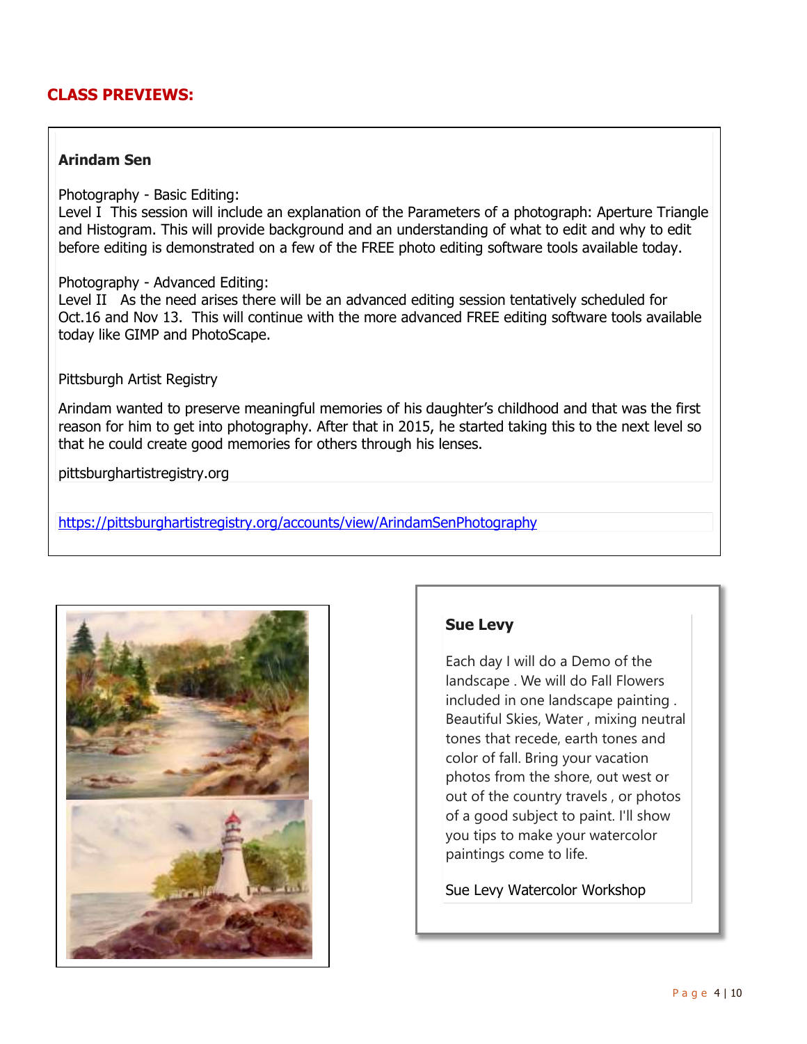## CLASS PREVIEWS:

**Arindam Sen**

Photography - Basic Editing:
Level I This session will include an explanation of the Parameters of a photograph: Aperture Triangle and Histogram. This will provide background and an understanding of what to edit and why to edit before editing is demonstrated on a few of the FREE photo editing software tools available today.

Photography - Advanced Editing:
Level II As the need arises there will be an advanced editing session tentatively scheduled for Oct.16 and Nov 13. This will continue with the more advanced FREE editing software tools available today like GIMP and PhotoScape.

Pittsburgh Artist Registry

Arindam wanted to preserve meaningful memories of his daughter's childhood and that was the first reason for him to get into photography. After that in 2015, he started taking this to the next level so that he could create good memories for others through his lenses.

pittsburghartistregistry.org

https://pittsburghartistregistry.org/accounts/view/ArindamSenPhotography

**Sue Levy**

Each day I will do a Demo of the landscape . We will do Fall Flowers included in one landscape painting . Beautiful Skies, Water , mixing neutral tones that recede, earth tones and color of fall. Bring your vacation photos from the shore, out west or out of the country travels , or photos of a good subject to paint. I'll show you tips to make your watercolor paintings come to life.

Sue Levy Watercolor Workshop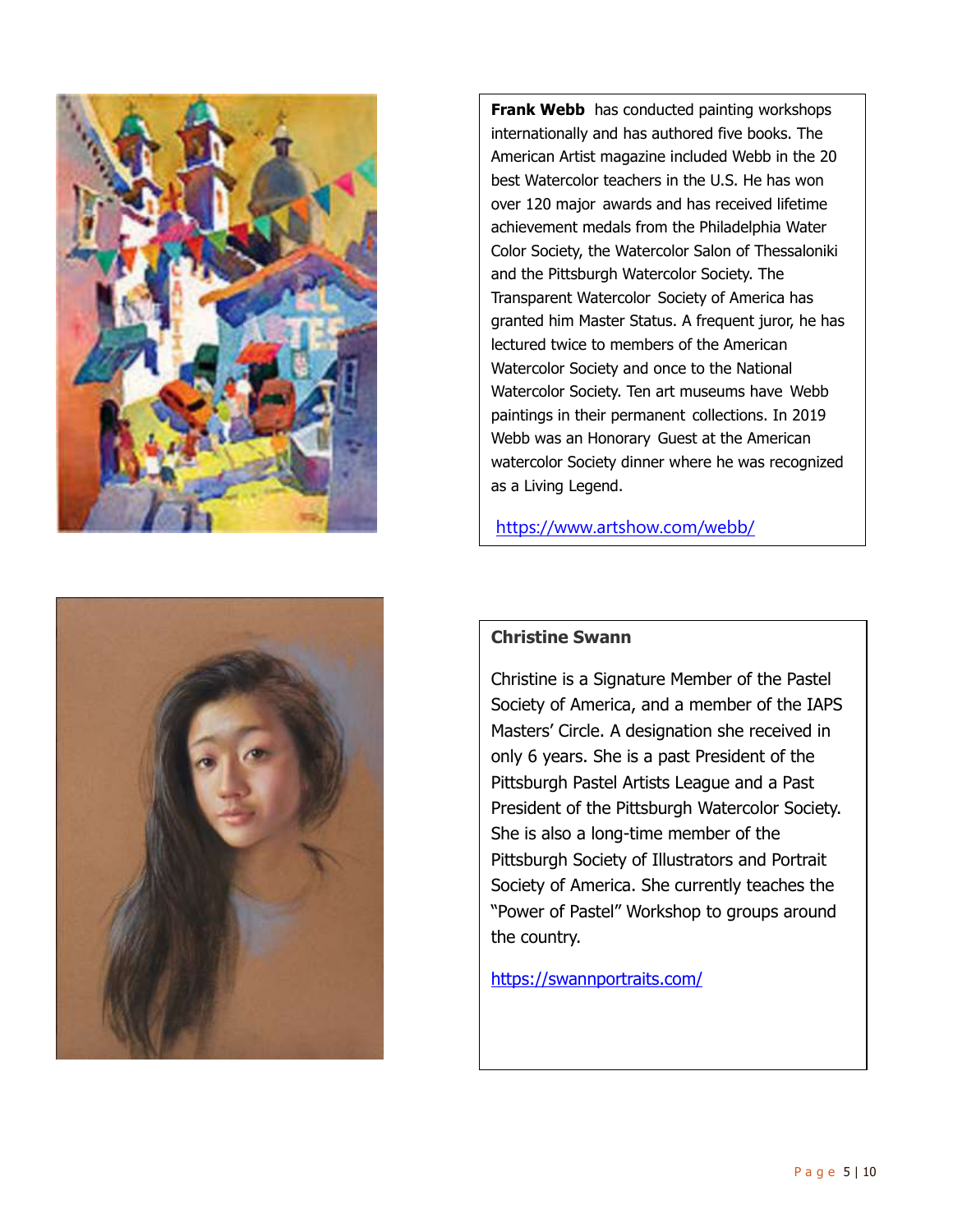**Frank Webb** has conducted painting workshops internationally and has authored five books. The American Artist magazine included Webb in the 20 best Watercolor teachers in the U.S. He has won over 120 major awards and has received lifetime achievement medals from the Philadelphia Water Color Society, the Watercolor Salon of Thessaloniki and the Pittsburgh Watercolor Society. The Transparent Watercolor Society of America has granted him Master Status. A frequent juror, he has lectured twice to members of the American Watercolor Society and once to the National Watercolor Society. Ten art museums have Webb paintings in their permanent collections. In 2019 Webb was an Honorary Guest at the American watercolor Society dinner where he was recognized as a Living Legend.

https://www.artshow.com/webb/

**Christine Swann**

Christine is a Signature Member of the Pastel Society of America, and a member of the IAPS Masters' Circle. A designation she received in only 6 years. She is a past President of the Pittsburgh Pastel Artists League and a Past President of the Pittsburgh Watercolor Society. She is also a long-time member of the Pittsburgh Society of Illustrators and Portrait Society of America. She currently teaches the "Power of Pastel" Workshop to groups around the country.

https://swannportraits.com/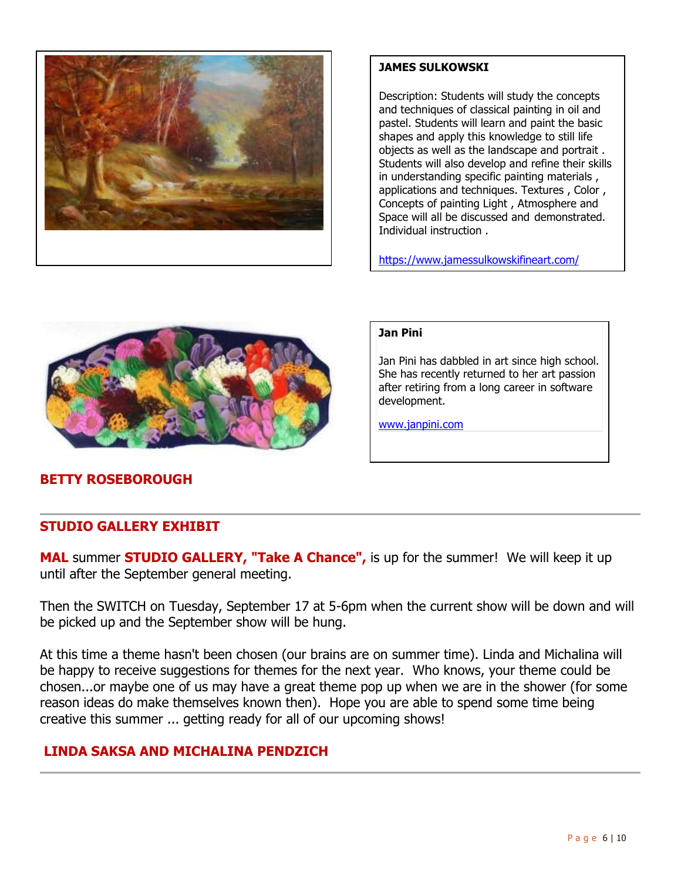**JAMES SULKOWSKI**

Description: Students will study the concepts and techniques of classical painting in oil and pastel. Students will learn and paint the basic shapes and apply this knowledge to still life objects as well as the landscape and portrait . Students will also develop and refine their skills in understanding specific painting materials , applications and techniques. Textures , Color , Concepts of painting Light , Atmosphere and Space will all be discussed and demonstrated. Individual instruction .

https://www.jamessulkowskifineart.com/

**Jan Pini**

Jan Pini has dabbled in art since high school. She has recently returned to her art passion after retiring from a long career in software development.

www.janpini.com

**BETTY ROSEBOROUGH**

---

## STUDIO GALLERY EXHIBIT

**MAL** summer **STUDIO GALLERY, "Take A Chance",** is up for the summer! We will keep it up until after the September general meeting.

Then the SWITCH on Tuesday, September 17 at 5-6pm when the current show will be down and will be picked up and the September show will be hung.

At this time a theme hasn't been chosen (our brains are on summer time). Linda and Michalina will be happy to receive suggestions for themes for the next year. Who knows, your theme could be chosen...or maybe one of us may have a great theme pop up when we are in the shower (for some reason ideas do make themselves known then). Hope you are able to spend some time being creative this summer ... getting ready for all of our upcoming shows!

**LINDA SAKSA AND MICHALINA PENDZICH**

---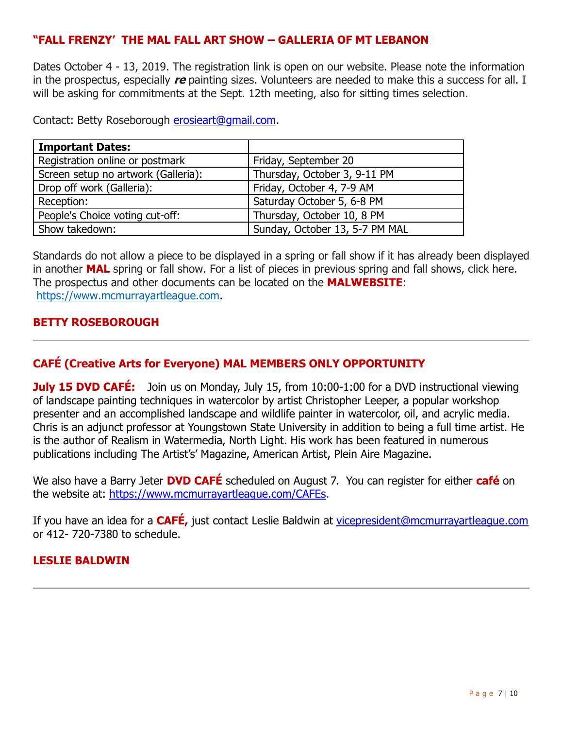### "FALL FRENZY' THE MAL FALL ART SHOW – GALLERIA OF MT LEBANON

Dates October 4 - 13, 2019. The registration link is open on our website. Please note the information in the prospectus, especially ***re*** painting sizes. Volunteers are needed to make this a success for all. I will be asking for commitments at the Sept. 12th meeting, also for sitting times selection.

Contact: Betty Roseborough erosieart@gmail.com.

| **Important Dates:** | |
|---|---|
| Registration online or postmark | Friday, September 20 |
| Screen setup no artwork (Galleria): | Thursday, October 3, 9-11 PM |
| Drop off work (Galleria): | Friday, October 4, 7-9 AM |
| Reception: | Saturday October 5, 6-8 PM |
| People's Choice voting cut-off: | Thursday, October 10, 8 PM |
| Show takedown: | Sunday, October 13, 5-7 PM MAL |

Standards do not allow a piece to be displayed in a spring or fall show if it has already been displayed in another **MAL** spring or fall show. For a list of pieces in previous spring and fall shows, click here. The prospectus and other documents can be located on the **MALWEBSITE**: https://www.mcmurrayartleague.com.

**BETTY ROSEBOROUGH**

---

### CAFÉ (Creative Arts for Everyone) MAL MEMBERS ONLY OPPORTUNITY

**July 15 DVD CAFÉ:** Join us on Monday, July 15, from 10:00-1:00 for a DVD instructional viewing of landscape painting techniques in watercolor by artist Christopher Leeper, a popular workshop presenter and an accomplished landscape and wildlife painter in watercolor, oil, and acrylic media. Chris is an adjunct professor at Youngstown State University in addition to being a full time artist. He is the author of Realism in Watermedia, North Light. His work has been featured in numerous publications including The Artist's' Magazine, American Artist, Plein Aire Magazine.

We also have a Barry Jeter **DVD CAFÉ** scheduled on August 7. You can register for either **café** on the website at: https://www.mcmurrayartleague.com/CAFEs.

If you have an idea for a **CAFÉ,** just contact Leslie Baldwin at vicepresident@mcmurrayartleague.com or 412- 720-7380 to schedule.

**LESLIE BALDWIN**

---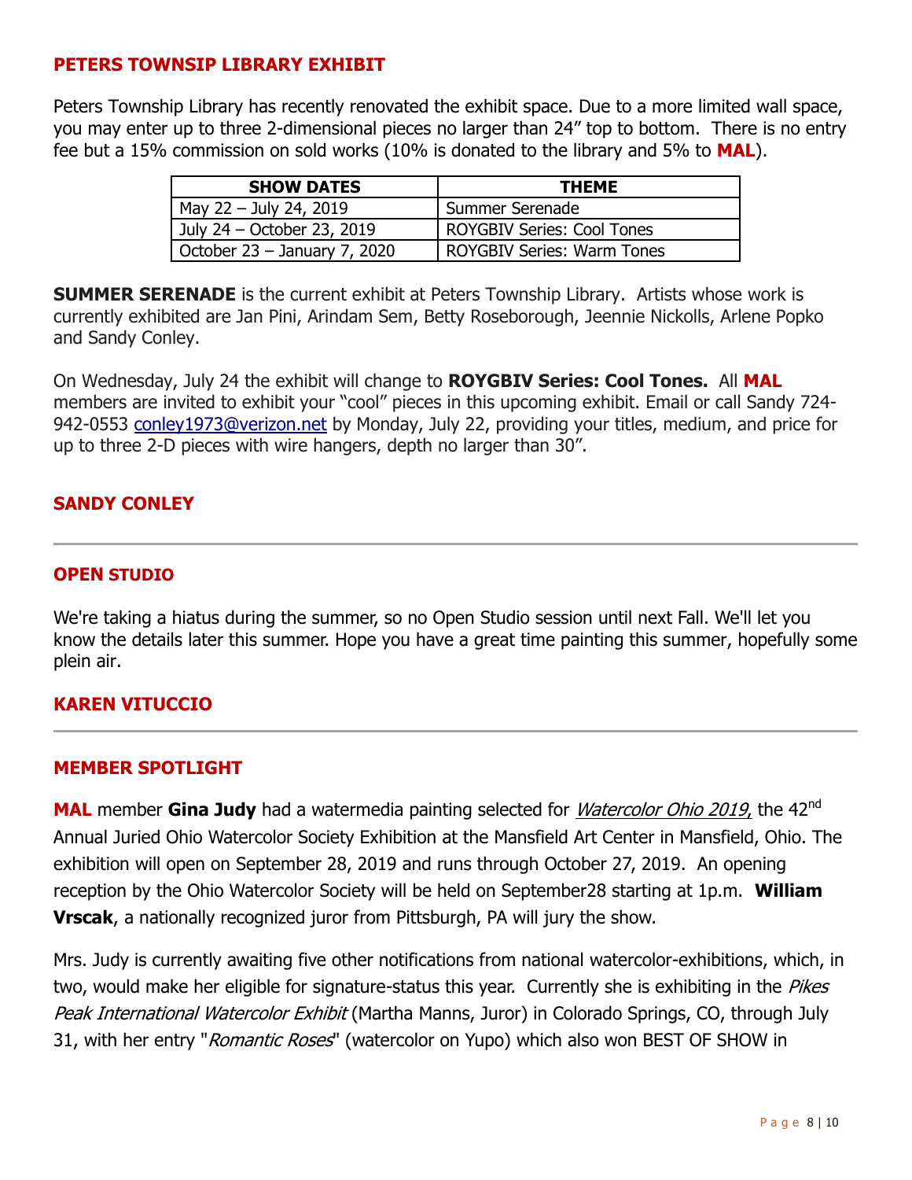## PETERS TOWNSIP LIBRARY EXHIBIT

Peters Township Library has recently renovated the exhibit space. Due to a more limited wall space, you may enter up to three 2-dimensional pieces no larger than 24" top to bottom. There is no entry fee but a 15% commission on sold works (10% is donated to the library and 5% to **MAL**).

| SHOW DATES | THEME |
|---|---|
| May 22 – July 24, 2019 | Summer Serenade |
| July 24 – October 23, 2019 | ROYGBIV Series: Cool Tones |
| October 23 – January 7, 2020 | ROYGBIV Series: Warm Tones |

**SUMMER SERENADE** is the current exhibit at Peters Township Library. Artists whose work is currently exhibited are Jan Pini, Arindam Sem, Betty Roseborough, Jeennie Nickolls, Arlene Popko and Sandy Conley.

On Wednesday, July 24 the exhibit will change to **ROYGBIV Series: Cool Tones.** All **MAL** members are invited to exhibit your "cool" pieces in this upcoming exhibit. Email or call Sandy 724-942-0553 conley1973@verizon.net by Monday, July 22, providing your titles, medium, and price for up to three 2-D pieces with wire hangers, depth no larger than 30".

**SANDY CONLEY**

---

## OPEN STUDIO

We're taking a hiatus during the summer, so no Open Studio session until next Fall. We'll let you know the details later this summer. Hope you have a great time painting this summer, hopefully some plein air.

**KAREN VITUCCIO**

---

## MEMBER SPOTLIGHT

**MAL** member **Gina Judy** had a watermedia painting selected for *Watercolor Ohio 2019*, the 42nd Annual Juried Ohio Watercolor Society Exhibition at the Mansfield Art Center in Mansfield, Ohio. The exhibition will open on September 28, 2019 and runs through October 27, 2019. An opening reception by the Ohio Watercolor Society will be held on September28 starting at 1p.m. **William Vrscak**, a nationally recognized juror from Pittsburgh, PA will jury the show.

Mrs. Judy is currently awaiting five other notifications from national watercolor-exhibitions, which, in two, would make her eligible for signature-status this year. Currently she is exhibiting in the *Pikes Peak International Watercolor Exhibit* (Martha Manns, Juror) in Colorado Springs, CO, through July 31, with her entry "*Romantic Roses*" (watercolor on Yupo) which also won BEST OF SHOW in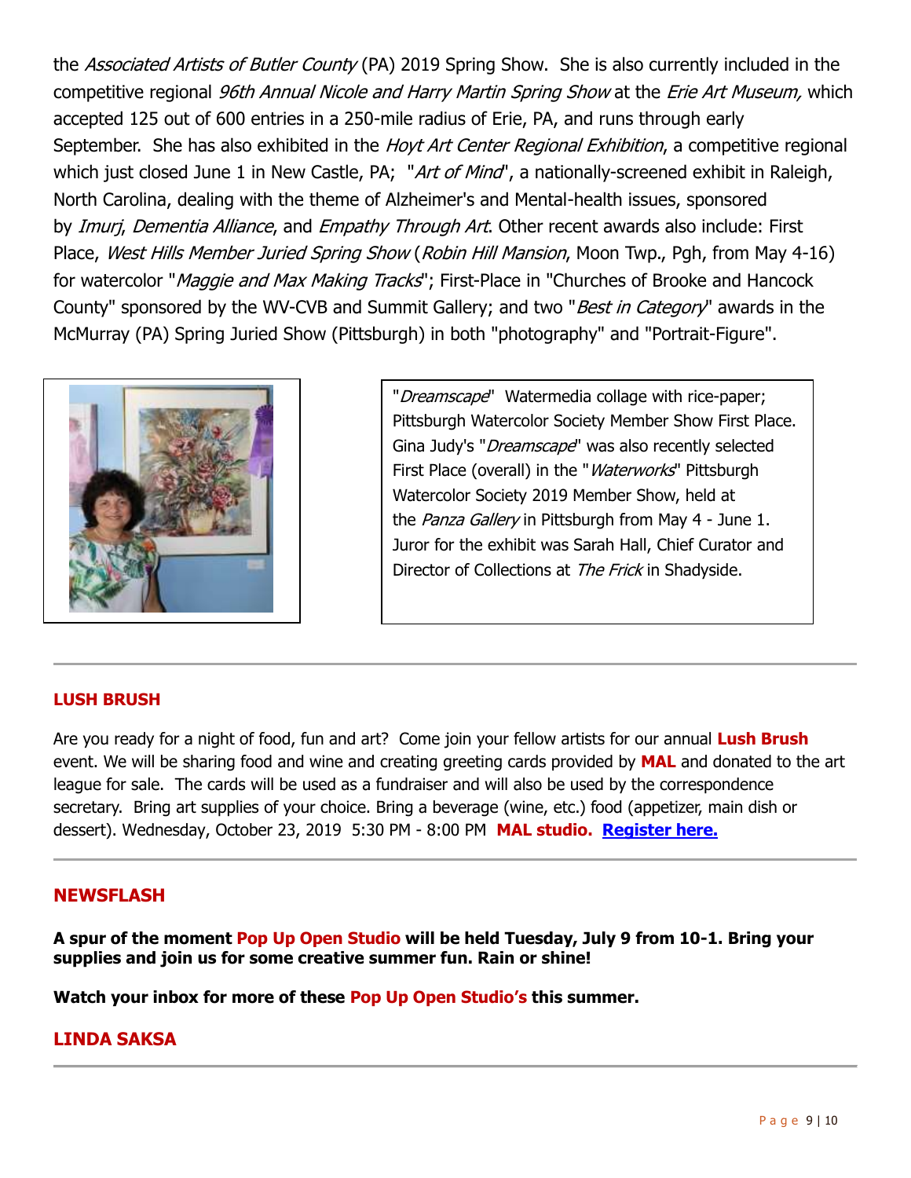the *Associated Artists of Butler County* (PA) 2019 Spring Show. She is also currently included in the competitive regional *96th Annual Nicole and Harry Martin Spring Show* at the *Erie Art Museum,* which accepted 125 out of 600 entries in a 250-mile radius of Erie, PA, and runs through early September. She has also exhibited in the *Hoyt Art Center Regional Exhibition*, a competitive regional which just closed June 1 in New Castle, PA; "*Art of Mind*", a nationally-screened exhibit in Raleigh, North Carolina, dealing with the theme of Alzheimer's and Mental-health issues, sponsored by *Imurj*, *Dementia Alliance*, and *Empathy Through Art*. Other recent awards also include: First Place, *West Hills Member Juried Spring Show* (*Robin Hill Mansion*, Moon Twp., Pgh, from May 4-16) for watercolor "*Maggie and Max Making Tracks*"; First-Place in "Churches of Brooke and Hancock County" sponsored by the WV-CVB and Summit Gallery; and two "*Best in Category*" awards in the McMurray (PA) Spring Juried Show (Pittsburgh) in both "photography" and "Portrait-Figure".

"*Dreamscape*" Watermedia collage with rice-paper; Pittsburgh Watercolor Society Member Show First Place. Gina Judy's "*Dreamscape*" was also recently selected First Place (overall) in the "*Waterworks*" Pittsburgh Watercolor Society 2019 Member Show, held at the *Panza Gallery* in Pittsburgh from May 4 - June 1. Juror for the exhibit was Sarah Hall, Chief Curator and Director of Collections at *The Frick* in Shadyside.

---

## LUSH BRUSH

Are you ready for a night of food, fun and art? Come join your fellow artists for our annual **Lush Brush** event. We will be sharing food and wine and creating greeting cards provided by **MAL** and donated to the art league for sale. The cards will be used as a fundraiser and will also be used by the correspondence secretary. Bring art supplies of your choice. Bring a beverage (wine, etc.) food (appetizer, main dish or dessert). Wednesday, October 23, 2019 5:30 PM - 8:00 PM **MAL studio.** **Register here.**

---

## NEWSFLASH

**A spur of the moment Pop Up Open Studio will be held Tuesday, July 9 from 10-1. Bring your supplies and join us for some creative summer fun. Rain or shine!**

**Watch your inbox for more of these Pop Up Open Studio's this summer.**

## LINDA SAKSA

---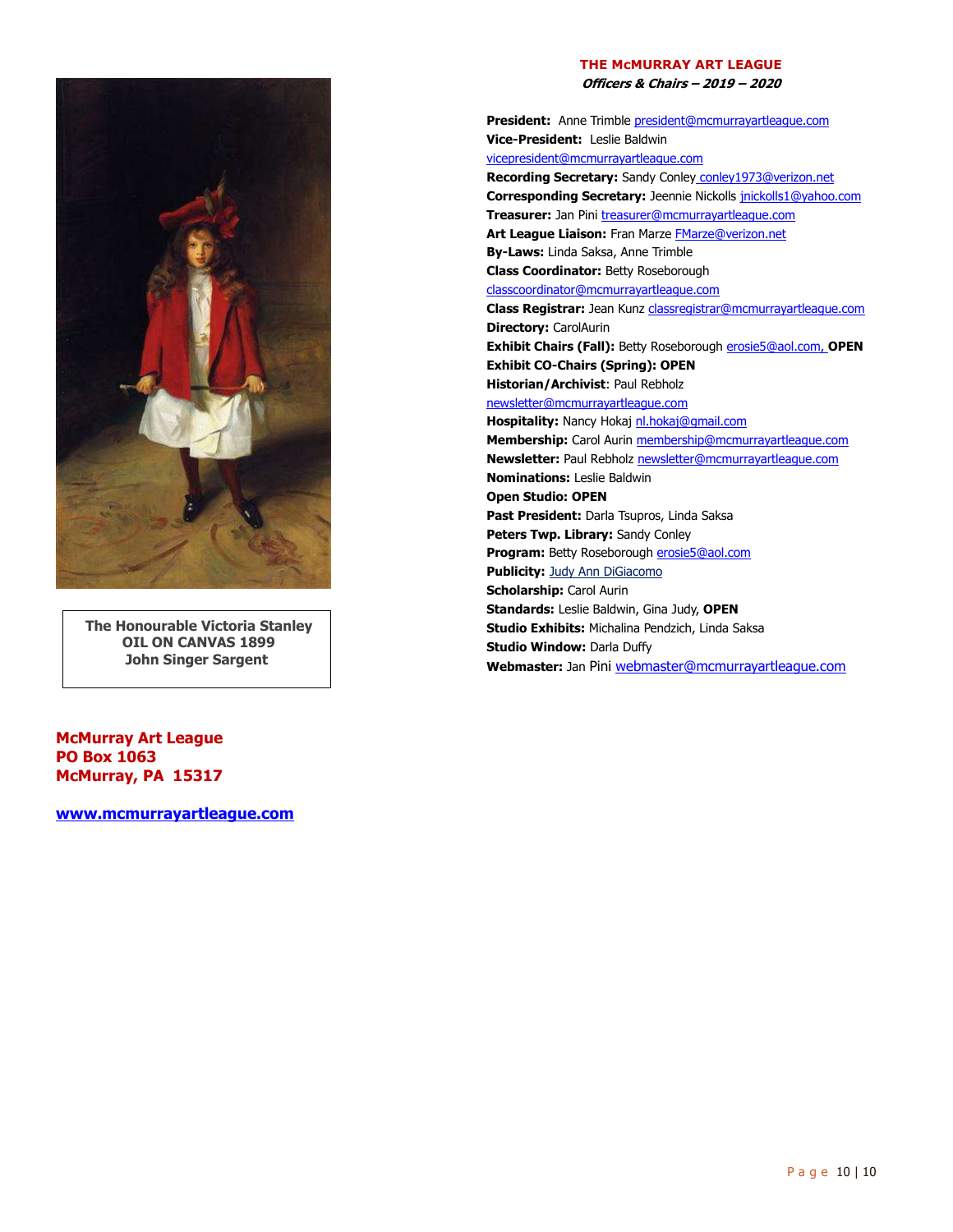The Honourable Victoria Stanley
OIL ON CANVAS 1899
John Singer Sargent

**McMurray Art League**
**PO Box 1063**
**McMurray, PA 15317**

**www.mcmurrayartleague.com**

## THE McMURRAY ART LEAGUE

***Officers & Chairs – 2019 – 2020***

**President:** Anne Trimble president@mcmurrayartleague.com
**Vice-President:** Leslie Baldwin vicepresident@mcmurrayartleague.com
**Recording Secretary:** Sandy Conley conley1973@verizon.net
**Corresponding Secretary:** Jeennie Nickolls jnickolls1@yahoo.com
**Treasurer:** Jan Pini treasurer@mcmurrayartleague.com
**Art League Liaison:** Fran Marze FMarze@verizon.net
**By-Laws:** Linda Saksa, Anne Trimble
**Class Coordinator:** Betty Roseborough classcoordinator@mcmurrayartleague.com
**Class Registrar:** Jean Kunz classregistrar@mcmurrayartleague.com
**Directory:** CarolAurin
**Exhibit Chairs (Fall):** Betty Roseborough erosie5@aol.com, **OPEN**
**Exhibit CO-Chairs (Spring): OPEN**
**Historian/Archivist**: Paul Rebholz newsletter@mcmurrayartleague.com
**Hospitality:** Nancy Hokaj nl.hokaj@gmail.com
**Membership:** Carol Aurin membership@mcmurrayartleague.com
**Newsletter:** Paul Rebholz newsletter@mcmurrayartleague.com
**Nominations:** Leslie Baldwin
**Open Studio: OPEN**
**Past President:** Darla Tsupros, Linda Saksa
**Peters Twp. Library:** Sandy Conley
**Program:** Betty Roseborough erosie5@aol.com
**Publicity:** Judy Ann DiGiacomo
**Scholarship:** Carol Aurin
**Standards:** Leslie Baldwin, Gina Judy, **OPEN**
**Studio Exhibits:** Michalina Pendzich, Linda Saksa
**Studio Window:** Darla Duffy
**Webmaster:** Jan Pini webmaster@mcmurrayartleague.com